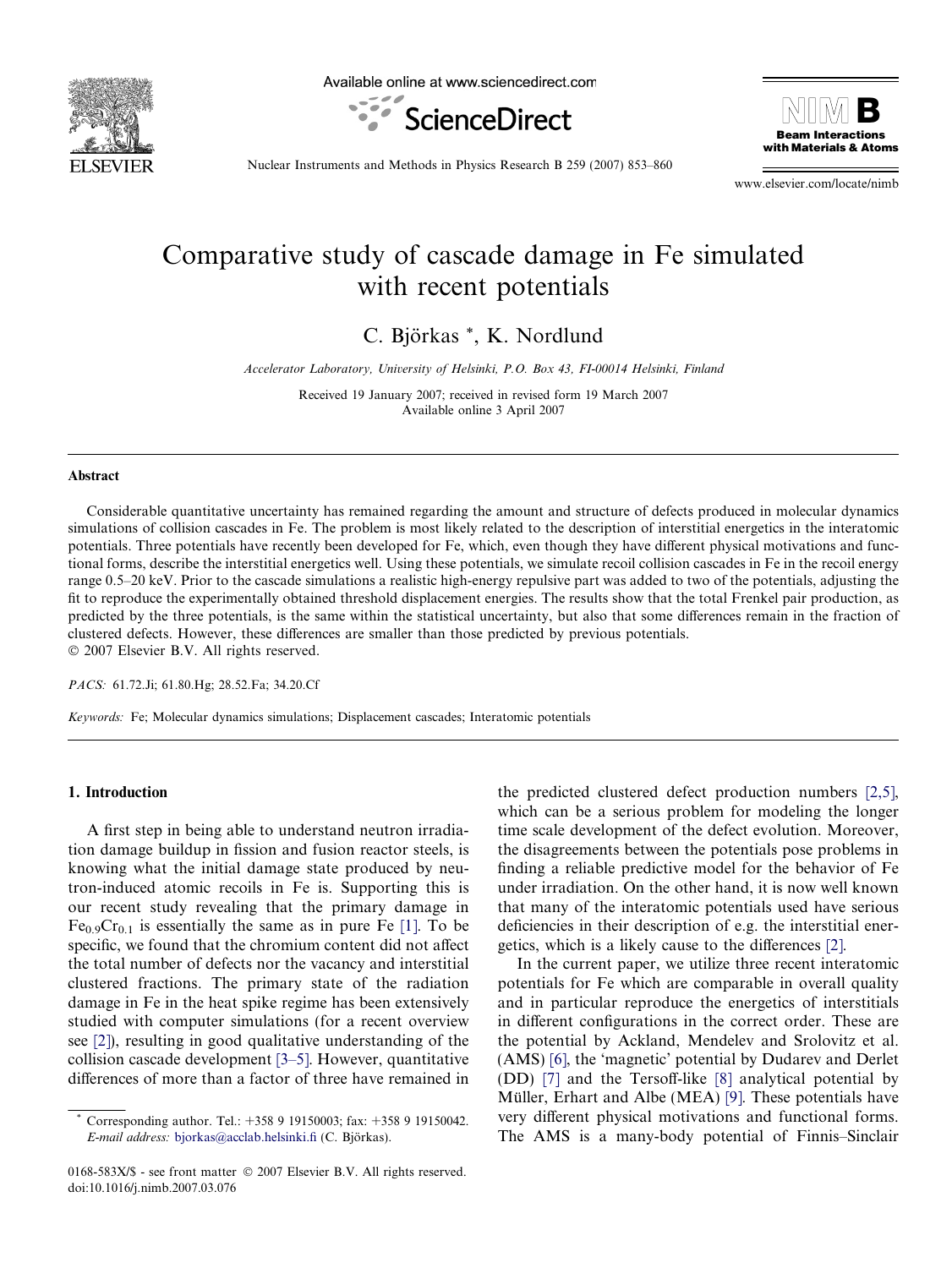# Comparative study of cascade damage in Fe simulated with recent potentials

C. Björkas *, K. Nordlund

*Accelerator Laboratory, University of Helsinki, P.O. Box 43, FI-00014 Helsinki, Finland*

Received 19 January 2007; received in revised form 19 March 2007
Available online 3 April 2007

## Abstract

Considerable quantitative uncertainty has remained regarding the amount and structure of defects produced in molecular dynamics simulations of collision cascades in Fe. The problem is most likely related to the description of interstitial energetics in the interatomic potentials. Three potentials have recently been developed for Fe, which, even though they have different physical motivations and functional forms, describe the interstitial energetics well. Using these potentials, we simulate recoil collision cascades in Fe in the recoil energy range 0.5–20 keV. Prior to the cascade simulations a realistic high-energy repulsive part was added to two of the potentials, adjusting the fit to reproduce the experimentally obtained threshold displacement energies. The results show that the total Frenkel pair production, as predicted by the three potentials, is the same within the statistical uncertainty, but also that some differences remain in the fraction of clustered defects. However, these differences are smaller than those predicted by previous potentials.

© 2007 Elsevier B.V. All rights reserved.

*PACS:* 61.72.Ji; 61.80.Hg; 28.52.Fa; 34.20.Cf

*Keywords:* Fe; Molecular dynamics simulations; Displacement cascades; Interatomic potentials

## 1. Introduction

A first step in being able to understand neutron irradiation damage buildup in fission and fusion reactor steels, is knowing what the initial damage state produced by neutron-induced atomic recoils in Fe is. Supporting this is our recent study revealing that the primary damage in $Fe_{0.9}Cr_{0.1}$ is essentially the same as in pure Fe [1]. To be specific, we found that the chromium content did not affect the total number of defects nor the vacancy and interstitial clustered fractions. The primary state of the radiation damage in Fe in the heat spike regime has been extensively studied with computer simulations (for a recent overview see [2]), resulting in good qualitative understanding of the collision cascade development [3–5]. However, quantitative differences of more than a factor of three have remained in the predicted clustered defect production numbers [2,5], which can be a serious problem for modeling the longer time scale development of the defect evolution. Moreover, the disagreements between the potentials pose problems in finding a reliable predictive model for the behavior of Fe under irradiation. On the other hand, it is now well known that many of the interatomic potentials used have serious deficiencies in their description of e.g. the interstitial energetics, which is a likely cause to the differences [2].

In the current paper, we utilize three recent interatomic potentials for Fe which are comparable in overall quality and in particular reproduce the energetics of interstitials in different configurations in the correct order. These are the potential by Ackland, Mendelev and Srolovitz et al. (AMS) [6], the 'magnetic' potential by Dudarev and Derlet (DD) [7] and the Tersoff-like [8] analytical potential by Müller, Erhart and Albe (MEA) [9]. These potentials have very different physical motivations and functional forms. The AMS is a many-body potential of Finnis–Sinclair

* Corresponding author. Tel.: +358 9 19150003; fax: +358 9 19150042.
*E-mail address:* bjorkas@acclab.helsinki.fi (C. Björkas).

0168-583X/$ - see front matter © 2007 Elsevier B.V. All rights reserved.
doi:10.1016/j.nimb.2007.03.076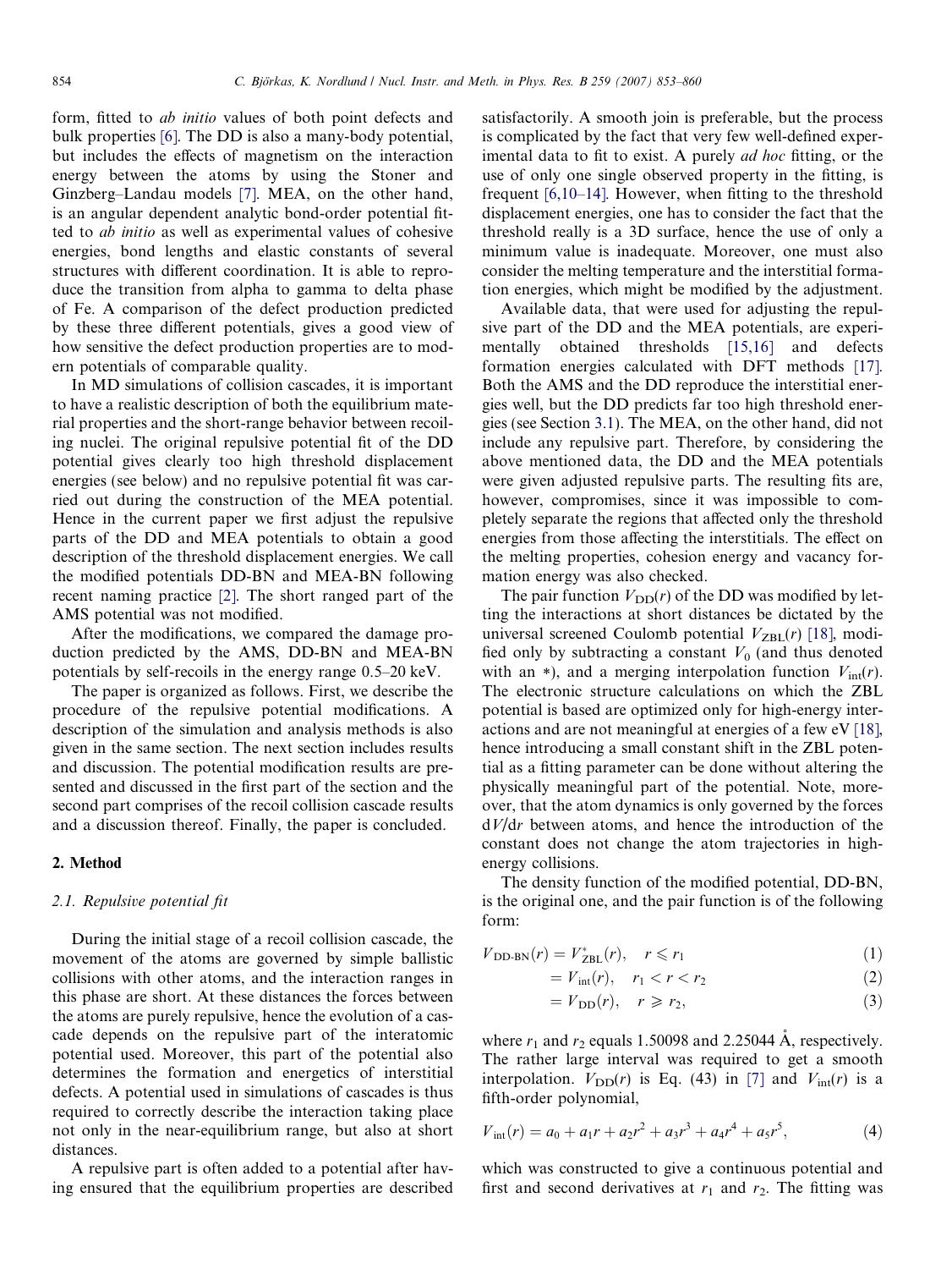form, fitted to *ab initio* values of both point defects and bulk properties [6]. The DD is also a many-body potential, but includes the effects of magnetism on the interaction energy between the atoms by using the Stoner and Ginzberg–Landau models [7]. MEA, on the other hand, is an angular dependent analytic bond-order potential fitted to *ab initio* as well as experimental values of cohesive energies, bond lengths and elastic constants of several structures with different coordination. It is able to reproduce the transition from alpha to gamma to delta phase of Fe. A comparison of the defect production predicted by these three different potentials, gives a good view of how sensitive the defect production properties are to modern potentials of comparable quality.

In MD simulations of collision cascades, it is important to have a realistic description of both the equilibrium material properties and the short-range behavior between recoiling nuclei. The original repulsive potential fit of the DD potential gives clearly too high threshold displacement energies (see below) and no repulsive potential fit was carried out during the construction of the MEA potential. Hence in the current paper we first adjust the repulsive parts of the DD and MEA potentials to obtain a good description of the threshold displacement energies. We call the modified potentials DD-BN and MEA-BN following recent naming practice [2]. The short ranged part of the AMS potential was not modified.

After the modifications, we compared the damage production predicted by the AMS, DD-BN and MEA-BN potentials by self-recoils in the energy range 0.5–20 keV.

The paper is organized as follows. First, we describe the procedure of the repulsive potential modifications. A description of the simulation and analysis methods is also given in the same section. The next section includes results and discussion. The potential modification results are presented and discussed in the first part of the section and the second part comprises of the recoil collision cascade results and a discussion thereof. Finally, the paper is concluded.

## 2. Method

### 2.1. Repulsive potential fit

During the initial stage of a recoil collision cascade, the movement of the atoms are governed by simple ballistic collisions with other atoms, and the interaction ranges in this phase are short. At these distances the forces between the atoms are purely repulsive, hence the evolution of a cascade depends on the repulsive part of the interatomic potential used. Moreover, this part of the potential also determines the formation and energetics of interstitial defects. A potential used in simulations of cascades is thus required to correctly describe the interaction taking place not only in the near-equilibrium range, but also at short distances.

A repulsive part is often added to a potential after having ensured that the equilibrium properties are described satisfactorily. A smooth join is preferable, but the process is complicated by the fact that very few well-defined experimental data to fit to exist. A purely *ad hoc* fitting, or the use of only one single observed property in the fitting, is frequent [6,10–14]. However, when fitting to the threshold displacement energies, one has to consider the fact that the threshold really is a 3D surface, hence the use of only a minimum value is inadequate. Moreover, one must also consider the melting temperature and the interstitial formation energies, which might be modified by the adjustment.

Available data, that were used for adjusting the repulsive part of the DD and the MEA potentials, are experimentally obtained thresholds [15,16] and defects formation energies calculated with DFT methods [17]. Both the AMS and the DD reproduce the interstitial energies well, but the DD predicts far too high threshold energies (see Section 3.1). The MEA, on the other hand, did not include any repulsive part. Therefore, by considering the above mentioned data, the DD and the MEA potentials were given adjusted repulsive parts. The resulting fits are, however, compromises, since it was impossible to completely separate the regions that affected only the threshold energies from those affecting the interstitials. The effect on the melting properties, cohesion energy and vacancy formation energy was also checked.

The pair function $V_{\mathrm{DD}}(r)$ of the DD was modified by letting the interactions at short distances be dictated by the universal screened Coulomb potential $V_{\mathrm{ZBL}}(r)$ [18], modified only by subtracting a constant $V_0$ (and thus denoted with an $*$), and a merging interpolation function $V_{\mathrm{int}}(r)$. The electronic structure calculations on which the ZBL potential is based are optimized only for high-energy interactions and are not meaningful at energies of a few eV [18], hence introducing a small constant shift in the ZBL potential as a fitting parameter can be done without altering the physically meaningful part of the potential. Note, moreover, that the atom dynamics is only governed by the forces $\mathrm{d}V/\mathrm{d}r$ between atoms, and hence the introduction of the constant does not change the atom trajectories in high-energy collisions.

The density function of the modified potential, DD-BN, is the original one, and the pair function is of the following form:

$$V_{\mathrm{DD\text{-}BN}}(r) = V^{*}_{\mathrm{ZBL}}(r), \quad r \leqslant r_1 \tag{1}$$

$$= V_{\mathrm{int}}(r), \quad r_1 < r < r_2 \tag{2}$$

$$= V_{\mathrm{DD}}(r), \quad r \geqslant r_2, \tag{3}$$

where $r_1$ and $r_2$ equals 1.50098 and 2.25044 Å, respectively. The rather large interval was required to get a smooth interpolation. $V_{\mathrm{DD}}(r)$ is Eq. (43) in [7] and $V_{\mathrm{int}}(r)$ is a fifth-order polynomial,

$$V_{\mathrm{int}}(r) = a_0 + a_1 r + a_2 r^2 + a_3 r^3 + a_4 r^4 + a_5 r^5, \tag{4}$$

which was constructed to give a continuous potential and first and second derivatives at $r_1$ and $r_2$. The fitting was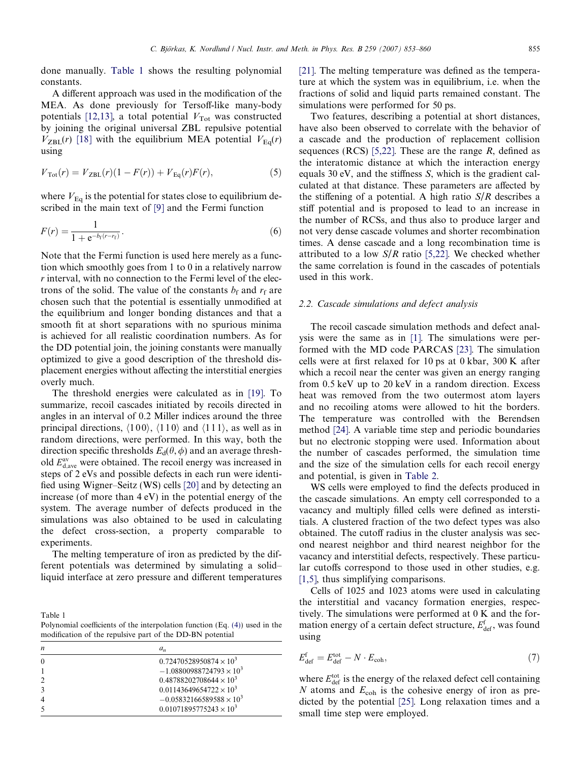done manually. Table 1 shows the resulting polynomial constants.

A different approach was used in the modification of the MEA. As done previously for Tersoff-like many-body potentials [12,13], a total potential $V_{\rm Tot}$ was constructed by joining the original universal ZBL repulsive potential $V_{\rm ZBL}(r)$ [18] with the equilibrium MEA potential $V_{\rm Eq}(r)$ using

$$V_{\rm Tot}(r) = V_{\rm ZBL}(r)(1 - F(r)) + V_{\rm Eq}(r)F(r), \tag{5}$$

where $V_{\rm Eq}$ is the potential for states close to equilibrium described in the main text of [9] and the Fermi function

$$F(r) = \frac{1}{1 + {\rm e}^{-b_{\rm f}(r - r_{\rm f})}}. \tag{6}$$

Note that the Fermi function is used here merely as a function which smoothly goes from 1 to 0 in a relatively narrow $r$ interval, with no connection to the Fermi level of the electrons of the solid. The value of the constants $b_{\rm f}$ and $r_{\rm f}$ are chosen such that the potential is essentially unmodified at the equilibrium and longer bonding distances and that a smooth fit at short separations with no spurious minima is achieved for all realistic coordination numbers. As for the DD potential join, the joining constants were manually optimized to give a good description of the threshold displacement energies without affecting the interstitial energies overly much.

The threshold energies were calculated as in [19]. To summarize, recoil cascades initiated by recoils directed in angles in an interval of 0.2 Miller indices around the three principal directions, $\langle 100\rangle$, $\langle 110\rangle$ and $\langle 111\rangle$, as well as in random directions, were performed. In this way, both the direction specific thresholds $E_{\rm d}(\theta,\phi)$ and an average threshold $E^{\rm av}_{\rm d,ave}$ were obtained. The recoil energy was increased in steps of 2 eVs and possible defects in each run were identified using Wigner–Seitz (WS) cells [20] and by detecting an increase (of more than 4 eV) in the potential energy of the system. The average number of defects produced in the simulations was also obtained to be used in calculating the defect cross-section, a property comparable to experiments.

The melting temperature of iron as predicted by the different potentials was determined by simulating a solid–liquid interface at zero pressure and different temperatures [21]. The melting temperature was defined as the temperature at which the system was in equilibrium, i.e. when the fractions of solid and liquid parts remained constant. The simulations were performed for 50 ps.

Two features, describing a potential at short distances, have also been observed to correlate with the behavior of a cascade and the production of replacement collision sequences (RCS) [5,22]. These are the range $R$, defined as the interatomic distance at which the interaction energy equals 30 eV, and the stiffness $S$, which is the gradient calculated at that distance. These parameters are affected by the stiffening of a potential. A high ratio $S/R$ describes a stiff potential and is proposed to lead to an increase in the number of RCSs, and thus also to produce larger and not very dense cascade volumes and shorter recombination times. A dense cascade and a long recombination time is attributed to a low $S/R$ ratio [5,22]. We checked whether the same correlation is found in the cascades of potentials used in this work.

### 2.2. Cascade simulations and defect analysis

The recoil cascade simulation methods and defect analysis were the same as in [1]. The simulations were performed with the MD code PARCAS [23]. The simulation cells were at first relaxed for 10 ps at 0 kbar, 300 K after which a recoil near the center was given an energy ranging from 0.5 keV up to 20 keV in a random direction. Excess heat was removed from the two outermost atom layers and no recoiling atoms were allowed to hit the borders. The temperature was controlled with the Berendsen method [24]. A variable time step and periodic boundaries but no electronic stopping were used. Information about the number of cascades performed, the simulation time and the size of the simulation cells for each recoil energy and potential, is given in Table 2.

WS cells were employed to find the defects produced in the cascade simulations. An empty cell corresponded to a vacancy and multiply filled cells were defined as interstitials. A clustered fraction of the two defect types was also obtained. The cutoff radius in the cluster analysis was second nearest neighbor and third nearest neighbor for the vacancy and interstitial defects, respectively. These particular cutoffs correspond to those used in other studies, e.g. [1,5], thus simplifying comparisons.

Cells of 1025 and 1023 atoms were used in calculating the interstitial and vacancy formation energies, respectively. The simulations were performed at 0 K and the formation energy of a certain defect structure, $E^{\rm f}_{\rm def}$, was found using

$$E^{\rm f}_{\rm def} = E^{\rm tot}_{\rm def} - N\cdot E_{\rm coh}, \tag{7}$$

where $E^{\rm tot}_{\rm def}$ is the energy of the relaxed defect cell containing $N$ atoms and $E_{\rm coh}$ is the cohesive energy of iron as predicted by the potential [25]. Long relaxation times and a small time step were employed.

Table 1
Polynomial coefficients of the interpolation function (Eq. (4)) used in the modification of the repulsive part of the DD-BN potential

| $n$ | $a_n$ |
|---|---|
| 0 | $0.72470528950874 \times 10^3$ |
| 1 | $-1.08800988724793 \times 10^3$ |
| 2 | $0.48788202708644 \times 10^3$ |
| 3 | $0.01143649654722 \times 10^3$ |
| 4 | $-0.05832166589588 \times 10^3$ |
| 5 | $0.01071895775243 \times 10^3$ |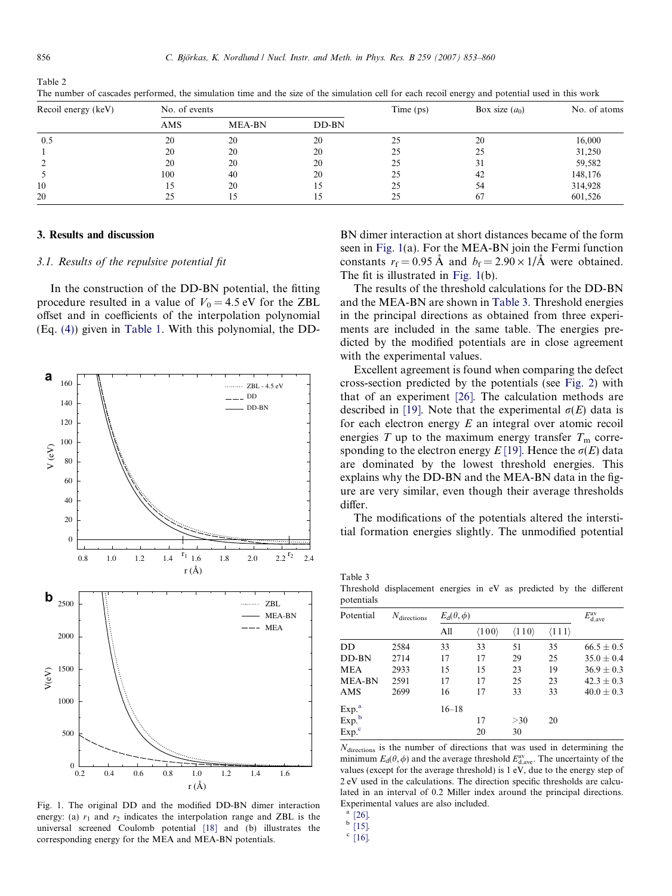Table 2
The number of cascades performed, the simulation time and the size of the simulation cell for each recoil energy and potential used in this work

| Recoil energy (keV) | No. of events | | | Time (ps) | Box size ($a_0$) | No. of atoms |
|---|---|---|---|---|---|---|
| | AMS | MEA-BN | DD-BN | | | |
| 0.5 | 20 | 20 | 20 | 25 | 20 | 16,000 |
| 1 | 20 | 20 | 20 | 25 | 25 | 31,250 |
| 2 | 20 | 20 | 20 | 25 | 31 | 59,582 |
| 5 | 100 | 40 | 20 | 25 | 42 | 148,176 |
| 10 | 15 | 20 | 15 | 25 | 54 | 314,928 |
| 20 | 25 | 15 | 15 | 25 | 67 | 601,526 |

## 3. Results and discussion

### 3.1. Results of the repulsive potential fit

In the construction of the DD-BN potential, the fitting procedure resulted in a value of $V_0 = 4.5$ eV for the ZBL offset and in coefficients of the interpolation polynomial (Eq. (4)) given in Table 1. With this polynomial, the DD-BN dimer interaction at short distances became of the form seen in Fig. 1(a). For the MEA-BN join the Fermi function constants $r_f = 0.95$ Å and $b_f = 2.90 \times 1/\text{Å}$ were obtained. The fit is illustrated in Fig. 1(b).

Fig. 1. The original DD and the modified DD-BN dimer interaction energy: (a) $r_1$ and $r_2$ indicates the interpolation range and ZBL is the universal screened Coulomb potential [18] and (b) illustrates the corresponding energy for the MEA and MEA-BN potentials.

The results of the threshold calculations for the DD-BN and the MEA-BN are shown in Table 3. Threshold energies in the principal directions as obtained from three experiments are included in the same table. The energies predicted by the modified potentials are in close agreement with the experimental values.

Excellent agreement is found when comparing the defect cross-section predicted by the potentials (see Fig. 2) with that of an experiment [26]. The calculation methods are described in [19]. Note that the experimental $\sigma(E)$ data is for each electron energy $E$ an integral over atomic recoil energies $T$ up to the maximum energy transfer $T_m$ corresponding to the electron energy $E$ [19]. Hence the $\sigma(E)$ data are dominated by the lowest threshold energies. This explains why the DD-BN and the MEA-BN data in the figure are very similar, even though their average thresholds differ.

The modifications of the potentials altered the interstitial formation energies slightly. The unmodified potential

Table 3
Threshold displacement energies in eV as predicted by the different potentials

| Potential | $N_{\text{directions}}$ | $E_d(\theta, \phi)$ | | | | $E_{\text{d,ave}}^{\text{av}}$ |
|---|---|---|---|---|---|---|
| | | All | $\langle 100 \rangle$ | $\langle 110 \rangle$ | $\langle 111 \rangle$ | |
| DD | 2584 | 33 | 33 | 51 | 35 | $66.5 \pm 0.5$ |
| DD-BN | 2714 | 17 | 17 | 29 | 25 | $35.0 \pm 0.4$ |
| MEA | 2933 | 15 | 15 | 23 | 19 | $36.9 \pm 0.3$ |
| MEA-BN | 2591 | 17 | 17 | 25 | 23 | $42.3 \pm 0.3$ |
| AMS | 2699 | 16 | 17 | 33 | 33 | $40.0 \pm 0.3$ |
| Exp.[a] | | 16–18 | | | | |
| Exp.[b] | | | 17 | >30 | 20 | |
| Exp.[c] | | | 20 | 30 | | |

$N_{\text{directions}}$ is the number of directions that was used in determining the minimum $E_d(\theta, \phi)$ and the average threshold $E_{\text{d,ave}}^{\text{av}}$. The uncertainty of the values (except for the average threshold) is 1 eV, due to the energy step of 2 eV used in the calculations. The direction specific thresholds are calculated in an interval of 0.2 Miller index around the principal directions. Experimental values are also included.

[a] [26].
[b] [15].
[c] [16].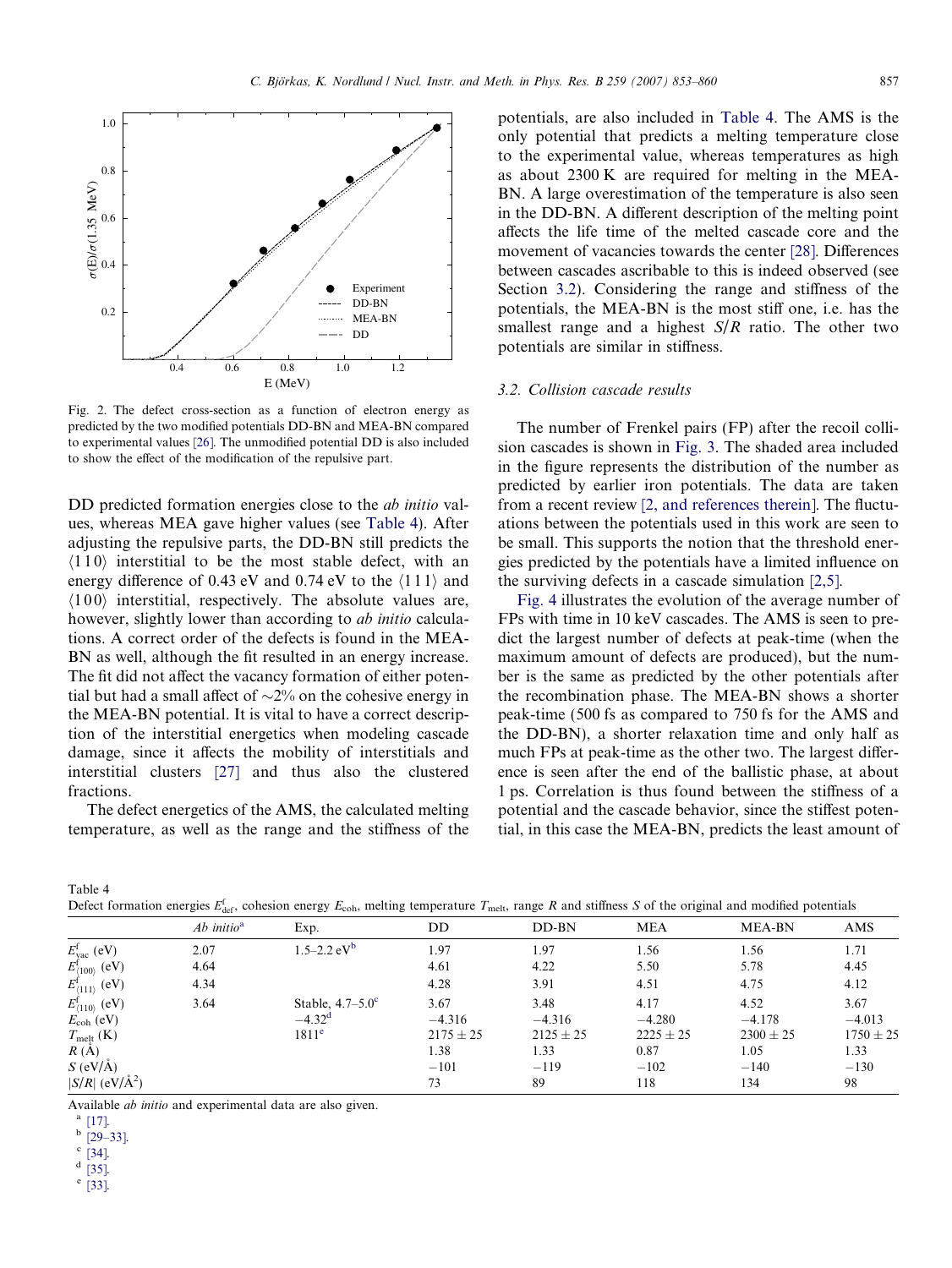Fig. 2. The defect cross-section as a function of electron energy as predicted by the two modified potentials DD-BN and MEA-BN compared to experimental values [26]. The unmodified potential DD is also included to show the effect of the modification of the repulsive part.

DD predicted formation energies close to the *ab initio* values, whereas MEA gave higher values (see Table 4). After adjusting the repulsive parts, the DD-BN still predicts the $\langle 110 \rangle$ interstitial to be the most stable defect, with an energy difference of 0.43 eV and 0.74 eV to the $\langle 111 \rangle$ and $\langle 100 \rangle$ interstitial, respectively. The absolute values are, however, slightly lower than according to *ab initio* calculations. A correct order of the defects is found in the MEA-BN as well, although the fit resulted in an energy increase. The fit did not affect the vacancy formation of either potential but had a small affect of ~2% on the cohesive energy in the MEA-BN potential. It is vital to have a correct description of the interstitial energetics when modeling cascade damage, since it affects the mobility of interstitials and interstitial clusters [27] and thus also the clustered fractions.

The defect energetics of the AMS, the calculated melting temperature, as well as the range and the stiffness of the potentials, are also included in Table 4. The AMS is the only potential that predicts a melting temperature close to the experimental value, whereas temperatures as high as about 2300 K are required for melting in the MEA-BN. A large overestimation of the temperature is also seen in the DD-BN. A different description of the melting point affects the life time of the melted cascade core and the movement of vacancies towards the center [28]. Differences between cascades ascribable to this is indeed observed (see Section 3.2). Considering the range and stiffness of the potentials, the MEA-BN is the most stiff one, i.e. has the smallest range and a highest $S/R$ ratio. The other two potentials are similar in stiffness.

### 3.2. Collision cascade results

The number of Frenkel pairs (FP) after the recoil collision cascades is shown in Fig. 3. The shaded area included in the figure represents the distribution of the number as predicted by earlier iron potentials. The data are taken from a recent review [2, and references therein]. The fluctuations between the potentials used in this work are seen to be small. This supports the notion that the threshold energies predicted by the potentials have a limited influence on the surviving defects in a cascade simulation [2,5].

Fig. 4 illustrates the evolution of the average number of FPs with time in 10 keV cascades. The AMS is seen to predict the largest number of defects at peak-time (when the maximum amount of defects are produced), but the number is the same as predicted by the other potentials after the recombination phase. The MEA-BN shows a shorter peak-time (500 fs as compared to 750 fs for the AMS and the DD-BN), a shorter relaxation time and only half as much FPs at peak-time as the other two. The largest difference is seen after the end of the ballistic phase, at about 1 ps. Correlation is thus found between the stiffness of a potential and the cascade behavior, since the stiffest potential, in this case the MEA-BN, predicts the least amount of

Table 4
Defect formation energies $E^f_{def}$, cohesion energy $E_{coh}$, melting temperature $T_{melt}$, range $R$ and stiffness $S$ of the original and modified potentials

| | *Ab initio*[a] | Exp. | DD | DD-BN | MEA | MEA-BN | AMS |
|---|---|---|---|---|---|---|---|
| $E^f_{vac}$ (eV) | 2.07 | 1.5–2.2 eV[b] | 1.97 | 1.97 | 1.56 | 1.56 | 1.71 |
| $E^f_{\langle 100 \rangle}$ (eV) | 4.64 | | 4.61 | 4.22 | 5.50 | 5.78 | 4.45 |
| $E^f_{\langle 111 \rangle}$ (eV) | 4.34 | | 4.28 | 3.91 | 4.51 | 4.75 | 4.12 |
| $E^f_{\langle 110 \rangle}$ (eV) | 3.64 | Stable, 4.7–5.0[c] | 3.67 | 3.48 | 4.17 | 4.52 | 3.67 |
| $E_{coh}$ (eV) | | −4.32[d] | −4.316 | −4.316 | −4.280 | −4.178 | −4.013 |
| $T_{melt}$ (K) | | 1811[e] | 2175 ± 25 | 2125 ± 25 | 2225 ± 25 | 2300 ± 25 | 1750 ± 25 |
| $R$ (Å) | | | 1.38 | 1.33 | 0.87 | 1.05 | 1.33 |
| $S$ (eV/Å) | | | −101 | −119 | −102 | −140 | −130 |
| $\lvert S/R \rvert$ (eV/Å$^2$) | | | 73 | 89 | 118 | 134 | 98 |

Available *ab initio* and experimental data are also given.
[a] [17].
[b] [29–33].
[c] [34].
[d] [35].
[e] [33].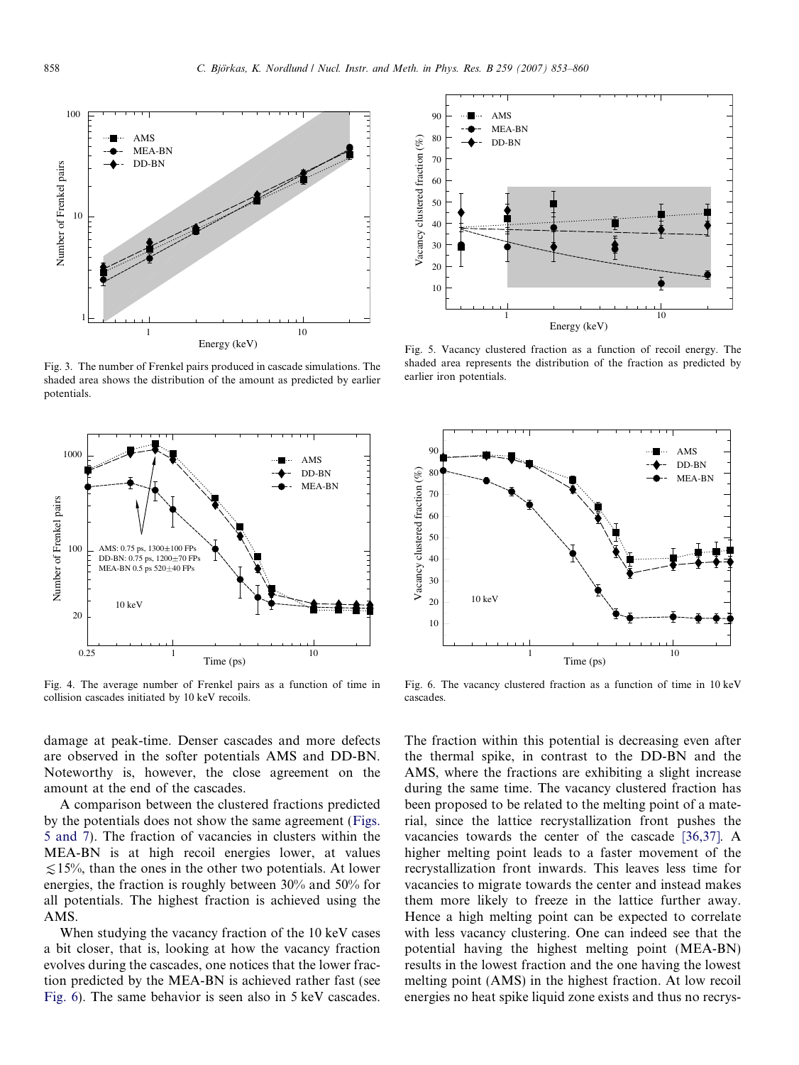Fig. 3. The number of Frenkel pairs produced in cascade simulations. The shaded area shows the distribution of the amount as predicted by earlier potentials.

Fig. 5. Vacancy clustered fraction as a function of recoil energy. The shaded area represents the distribution of the fraction as predicted by earlier iron potentials.

Fig. 4. The average number of Frenkel pairs as a function of time in collision cascades initiated by 10 keV recoils.

Fig. 6. The vacancy clustered fraction as a function of time in 10 keV cascades.

damage at peak-time. Denser cascades and more defects are observed in the softer potentials AMS and DD-BN. Noteworthy is, however, the close agreement on the amount at the end of the cascades.

A comparison between the clustered fractions predicted by the potentials does not show the same agreement (Figs. 5 and 7). The fraction of vacancies in clusters within the MEA-BN is at high recoil energies lower, at values $\lesssim 15\%$, than the ones in the other two potentials. At lower energies, the fraction is roughly between 30% and 50% for all potentials. The highest fraction is achieved using the AMS.

When studying the vacancy fraction of the 10 keV cases a bit closer, that is, looking at how the vacancy fraction evolves during the cascades, one notices that the lower fraction predicted by the MEA-BN is achieved rather fast (see Fig. 6). The same behavior is seen also in 5 keV cascades. The fraction within this potential is decreasing even after the thermal spike, in contrast to the DD-BN and the AMS, where the fractions are exhibiting a slight increase during the same time. The vacancy clustered fraction has been proposed to be related to the melting point of a material, since the lattice recrystallization front pushes the vacancies towards the center of the cascade [36,37]. A higher melting point leads to a faster movement of the recrystallization front inwards. This leaves less time for vacancies to migrate towards the center and instead makes them more likely to freeze in the lattice further away. Hence a high melting point can be expected to correlate with less vacancy clustering. One can indeed see that the potential having the highest melting point (MEA-BN) results in the lowest fraction and the one having the lowest melting point (AMS) in the highest fraction. At low recoil energies no heat spike liquid zone exists and thus no recrys-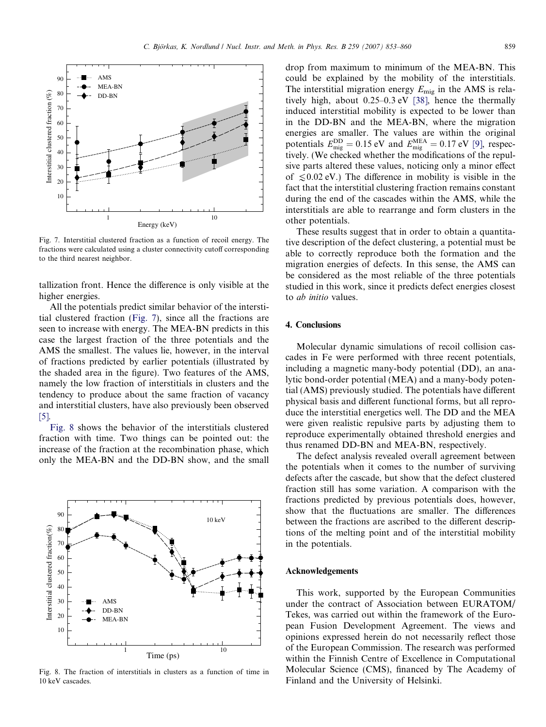Interstitial clustered fraction (%)

90
80
70
60
50
40
30
20
10

AMS
MEA-BN
DD-BN

1
10

Energy (keV)

Fig. 7. Interstitial clustered fraction as a function of recoil energy. The fractions were calculated using a cluster connectivity cutoff corresponding to the third nearest neighbor.

tallization front. Hence the difference is only visible at the higher energies.

All the potentials predict similar behavior of the interstitial clustered fraction (Fig. 7), since all the fractions are seen to increase with energy. The MEA-BN predicts in this case the largest fraction of the three potentials and the AMS the smallest. The values lie, however, in the interval of fractions predicted by earlier potentials (illustrated by the shaded area in the figure). Two features of the AMS, namely the low fraction of interstitials in clusters and the tendency to produce about the same fraction of vacancy and interstitial clusters, have also previously been observed [5].

Fig. 8 shows the behavior of the interstitials clustered fraction with time. Two things can be pointed out: the increase of the fraction at the recombination phase, which only the MEA-BN and the DD-BN show, and the small

Interstitial clustered fraction(%)

90
80
70
60
50
40
30
20
10

10 keV

AMS
DD-BN
MEA-BN

1
10

Time (ps)

Fig. 8. The fraction of interstitials in clusters as a function of time in 10 keV cascades.

drop from maximum to minimum of the MEA-BN. This could be explained by the mobility of the interstitials. The interstitial migration energy $E_{\mathrm{mig}}$ in the AMS is relatively high, about 0.25–0.3 eV [38], hence the thermally induced interstitial mobility is expected to be lower than in the DD-BN and the MEA-BN, where the migration energies are smaller. The values are within the original potentials $E_{\mathrm{mig}}^{\mathrm{DD}} = 0.15$ eV and $E_{\mathrm{mig}}^{\mathrm{MEA}} = 0.17$ eV [9], respectively. (We checked whether the modifications of the repulsive parts altered these values, noticing only a minor effect of $\lesssim 0.02$ eV.) The difference in mobility is visible in the fact that the interstitial clustering fraction remains constant during the end of the cascades within the AMS, while the interstitials are able to rearrange and form clusters in the other potentials.

These results suggest that in order to obtain a quantitative description of the defect clustering, a potential must be able to correctly reproduce both the formation and the migration energies of defects. In this sense, the AMS can be considered as the most reliable of the three potentials studied in this work, since it predicts defect energies closest to *ab initio* values.

## 4. Conclusions

Molecular dynamic simulations of recoil collision cascades in Fe were performed with three recent potentials, including a magnetic many-body potential (DD), an analytic bond-order potential (MEA) and a many-body potential (AMS) previously studied. The potentials have different physical basis and different functional forms, but all reproduce the interstitial energetics well. The DD and the MEA were given realistic repulsive parts by adjusting them to reproduce experimentally obtained threshold energies and thus renamed DD-BN and MEA-BN, respectively.

The defect analysis revealed overall agreement between the potentials when it comes to the number of surviving defects after the cascade, but show that the defect clustered fraction still has some variation. A comparison with the fractions predicted by previous potentials does, however, show that the fluctuations are smaller. The differences between the fractions are ascribed to the different descriptions of the melting point and of the interstitial mobility in the potentials.

## Acknowledgements

This work, supported by the European Communities under the contract of Association between EURATOM/Tekes, was carried out within the framework of the European Fusion Development Agreement. The views and opinions expressed herein do not necessarily reflect those of the European Commission. The research was performed within the Finnish Centre of Excellence in Computational Molecular Science (CMS), financed by The Academy of Finland and the University of Helsinki.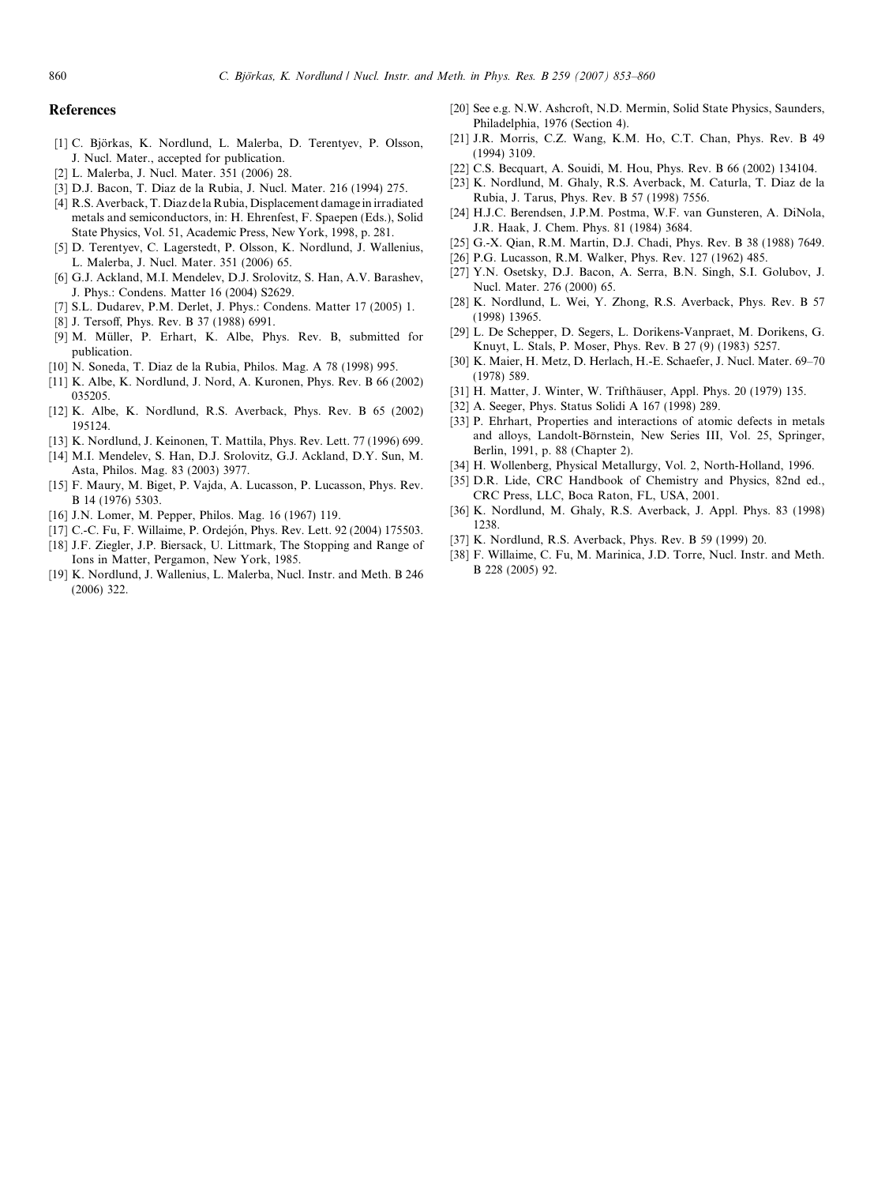## References

[1] C. Björkas, K. Nordlund, L. Malerba, D. Terentyev, P. Olsson, J. Nucl. Mater., accepted for publication.

[2] L. Malerba, J. Nucl. Mater. 351 (2006) 28.

[3] D.J. Bacon, T. Diaz de la Rubia, J. Nucl. Mater. 216 (1994) 275.

[4] R.S. Averback, T. Diaz de la Rubia, Displacement damage in irradiated metals and semiconductors, in: H. Ehrenfest, F. Spaepen (Eds.), Solid State Physics, Vol. 51, Academic Press, New York, 1998, p. 281.

[5] D. Terentyev, C. Lagerstedt, P. Olsson, K. Nordlund, J. Wallenius, L. Malerba, J. Nucl. Mater. 351 (2006) 65.

[6] G.J. Ackland, M.I. Mendelev, D.J. Srolovitz, S. Han, A.V. Barashev, J. Phys.: Condens. Matter 16 (2004) S2629.

[7] S.L. Dudarev, P.M. Derlet, J. Phys.: Condens. Matter 17 (2005) 1.

[8] J. Tersoff, Phys. Rev. B 37 (1988) 6991.

[9] M. Müller, P. Erhart, K. Albe, Phys. Rev. B, submitted for publication.

[10] N. Soneda, T. Diaz de la Rubia, Philos. Mag. A 78 (1998) 995.

[11] K. Albe, K. Nordlund, J. Nord, A. Kuronen, Phys. Rev. B 66 (2002) 035205.

[12] K. Albe, K. Nordlund, R.S. Averback, Phys. Rev. B 65 (2002) 195124.

[13] K. Nordlund, J. Keinonen, T. Mattila, Phys. Rev. Lett. 77 (1996) 699.

[14] M.I. Mendelev, S. Han, D.J. Srolovitz, G.J. Ackland, D.Y. Sun, M. Asta, Philos. Mag. 83 (2003) 3977.

[15] F. Maury, M. Biget, P. Vajda, A. Lucasson, P. Lucasson, Phys. Rev. B 14 (1976) 5303.

[16] J.N. Lomer, M. Pepper, Philos. Mag. 16 (1967) 119.

[17] C.-C. Fu, F. Willaime, P. Ordejón, Phys. Rev. Lett. 92 (2004) 175503.

[18] J.F. Ziegler, J.P. Biersack, U. Littmark, The Stopping and Range of Ions in Matter, Pergamon, New York, 1985.

[19] K. Nordlund, J. Wallenius, L. Malerba, Nucl. Instr. and Meth. B 246 (2006) 322.

[20] See e.g. N.W. Ashcroft, N.D. Mermin, Solid State Physics, Saunders, Philadelphia, 1976 (Section 4).

[21] J.R. Morris, C.Z. Wang, K.M. Ho, C.T. Chan, Phys. Rev. B 49 (1994) 3109.

[22] C.S. Becquart, A. Souidi, M. Hou, Phys. Rev. B 66 (2002) 134104.

[23] K. Nordlund, M. Ghaly, R.S. Averback, M. Caturla, T. Diaz de la Rubia, J. Tarus, Phys. Rev. B 57 (1998) 7556.

[24] H.J.C. Berendsen, J.P.M. Postma, W.F. van Gunsteren, A. DiNola, J.R. Haak, J. Chem. Phys. 81 (1984) 3684.

[25] G.-X. Qian, R.M. Martin, D.J. Chadi, Phys. Rev. B 38 (1988) 7649.

[26] P.G. Lucasson, R.M. Walker, Phys. Rev. 127 (1962) 485.

[27] Y.N. Osetsky, D.J. Bacon, A. Serra, B.N. Singh, S.I. Golubov, J. Nucl. Mater. 276 (2000) 65.

[28] K. Nordlund, L. Wei, Y. Zhong, R.S. Averback, Phys. Rev. B 57 (1998) 13965.

[29] L. De Schepper, D. Segers, L. Dorikens-Vanpraet, M. Dorikens, G. Knuyt, L. Stals, P. Moser, Phys. Rev. B 27 (9) (1983) 5257.

[30] K. Maier, H. Metz, D. Herlach, H.-E. Schaefer, J. Nucl. Mater. 69–70 (1978) 589.

[31] H. Matter, J. Winter, W. Trifthäuser, Appl. Phys. 20 (1979) 135.

[32] A. Seeger, Phys. Status Solidi A 167 (1998) 289.

[33] P. Ehrhart, Properties and interactions of atomic defects in metals and alloys, Landolt-Börnstein, New Series III, Vol. 25, Springer, Berlin, 1991, p. 88 (Chapter 2).

[34] H. Wollenberg, Physical Metallurgy, Vol. 2, North-Holland, 1996.

[35] D.R. Lide, CRC Handbook of Chemistry and Physics, 82nd ed., CRC Press, LLC, Boca Raton, FL, USA, 2001.

[36] K. Nordlund, M. Ghaly, R.S. Averback, J. Appl. Phys. 83 (1998) 1238.

[37] K. Nordlund, R.S. Averback, Phys. Rev. B 59 (1999) 20.

[38] F. Willaime, C. Fu, M. Marinica, J.D. Torre, Nucl. Instr. and Meth. B 228 (2005) 92.